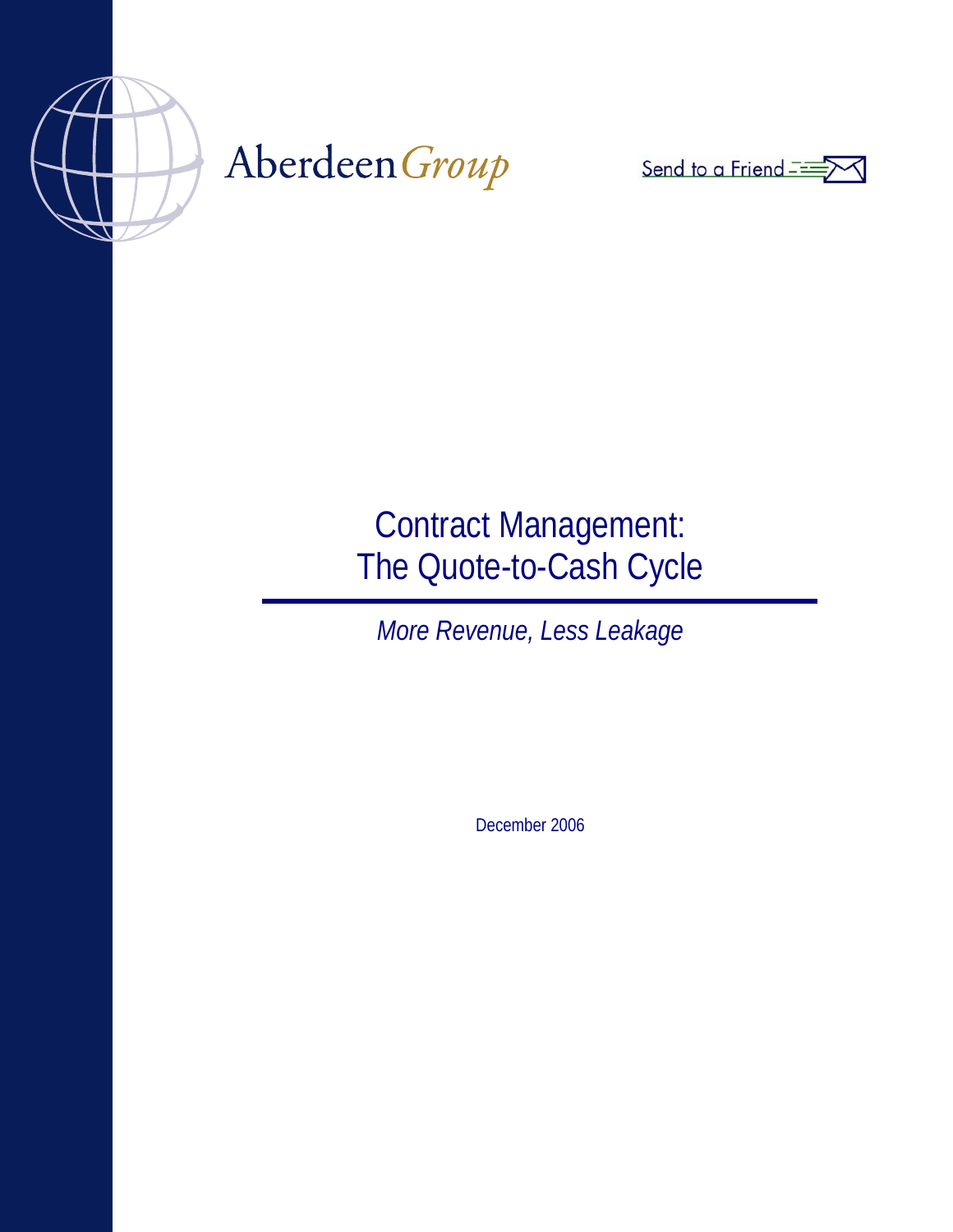AberdeenGroup

Send to a Friend

# Contract Management: The Quote-to-Cash Cycle

*More Revenue, Less Leakage*

December 2006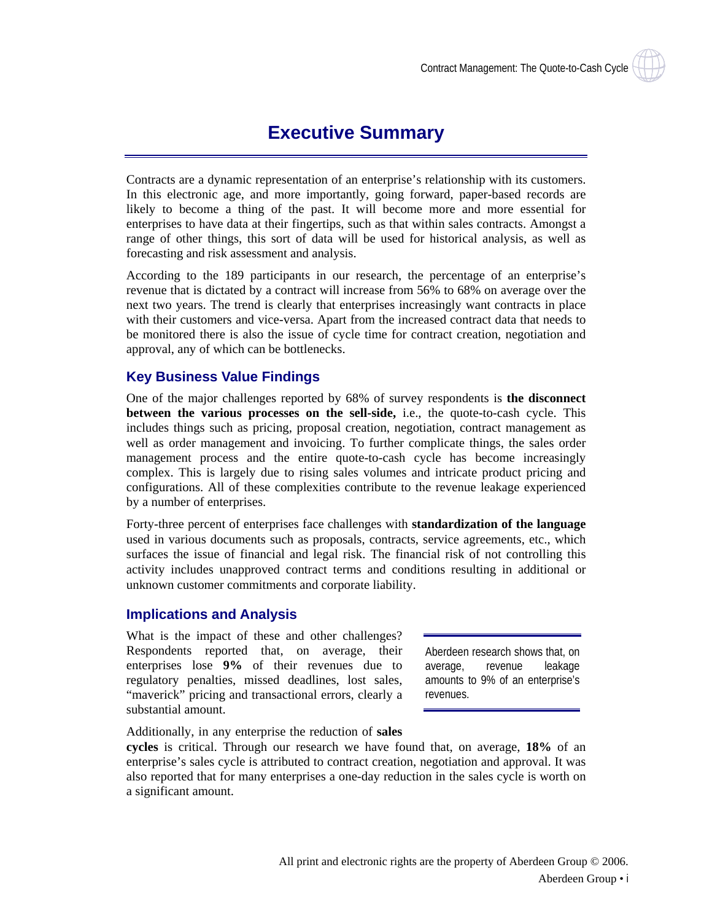# Executive Summary

Contracts are a dynamic representation of an enterprise's relationship with its customers. In this electronic age, and more importantly, going forward, paper-based records are likely to become a thing of the past. It will become more and more essential for enterprises to have data at their fingertips, such as that within sales contracts. Amongst a range of other things, this sort of data will be used for historical analysis, as well as forecasting and risk assessment and analysis.

According to the 189 participants in our research, the percentage of an enterprise's revenue that is dictated by a contract will increase from 56% to 68% on average over the next two years. The trend is clearly that enterprises increasingly want contracts in place with their customers and vice-versa. Apart from the increased contract data that needs to be monitored there is also the issue of cycle time for contract creation, negotiation and approval, any of which can be bottlenecks.

## Key Business Value Findings

One of the major challenges reported by 68% of survey respondents is **the disconnect between the various processes on the sell-side,** i.e., the quote-to-cash cycle. This includes things such as pricing, proposal creation, negotiation, contract management as well as order management and invoicing. To further complicate things, the sales order management process and the entire quote-to-cash cycle has become increasingly complex. This is largely due to rising sales volumes and intricate product pricing and configurations. All of these complexities contribute to the revenue leakage experienced by a number of enterprises.

Forty-three percent of enterprises face challenges with **standardization of the language** used in various documents such as proposals, contracts, service agreements, etc., which surfaces the issue of financial and legal risk. The financial risk of not controlling this activity includes unapproved contract terms and conditions resulting in additional or unknown customer commitments and corporate liability.

## Implications and Analysis

What is the impact of these and other challenges? Respondents reported that, on average, their enterprises lose **9%** of their revenues due to regulatory penalties, missed deadlines, lost sales, "maverick" pricing and transactional errors, clearly a substantial amount.

> Aberdeen research shows that, on average, revenue leakage amounts to 9% of an enterprise's revenues.

Additionally, in any enterprise the reduction of **sales cycles** is critical. Through our research we have found that, on average, **18%** of an enterprise's sales cycle is attributed to contract creation, negotiation and approval. It was also reported that for many enterprises a one-day reduction in the sales cycle is worth on a significant amount.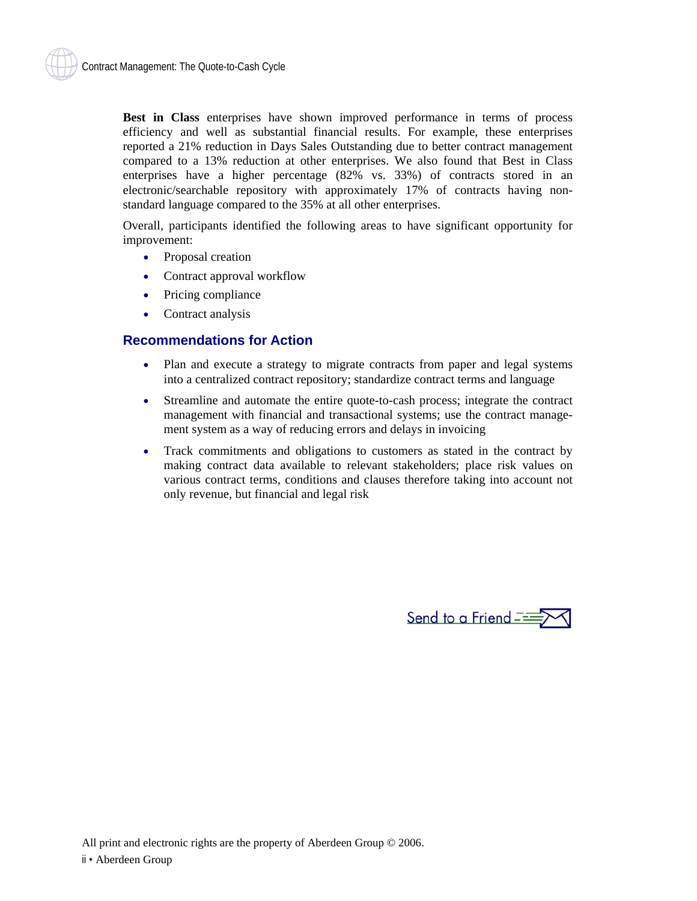**Best in Class** enterprises have shown improved performance in terms of process efficiency and well as substantial financial results. For example, these enterprises reported a 21% reduction in Days Sales Outstanding due to better contract management compared to a 13% reduction at other enterprises. We also found that Best in Class enterprises have a higher percentage (82% vs. 33%) of contracts stored in an electronic/searchable repository with approximately 17% of contracts having non-standard language compared to the 35% at all other enterprises.

Overall, participants identified the following areas to have significant opportunity for improvement:

- Proposal creation
- Contract approval workflow
- Pricing compliance
- Contract analysis

## Recommendations for Action

- Plan and execute a strategy to migrate contracts from paper and legal systems into a centralized contract repository; standardize contract terms and language
- Streamline and automate the entire quote-to-cash process; integrate the contract management with financial and transactional systems; use the contract management system as a way of reducing errors and delays in invoicing
- Track commitments and obligations to customers as stated in the contract by making contract data available to relevant stakeholders; place risk values on various contract terms, conditions and clauses therefore taking into account not only revenue, but financial and legal risk

Send to a Friend

All print and electronic rights are the property of Aberdeen Group © 2006.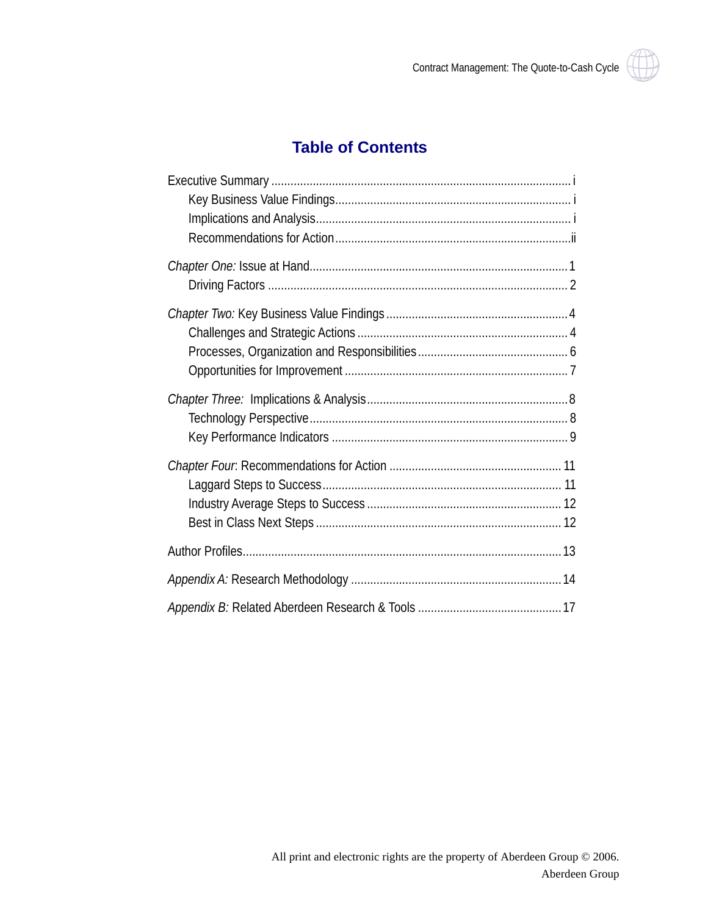# Table of Contents

Executive Summary ............................................................................................ i

- Key Business Value Findings......................................................................... i
- Implications and Analysis............................................................................... i
- Recommendations for Action .........................................................................ii

*Chapter One:* Issue at Hand................................................................................ 1

- Driving Factors ............................................................................................. 2

*Chapter Two:* Key Business Value Findings ........................................................ 4

- Challenges and Strategic Actions ................................................................. 4
- Processes, Organization and Responsibilities .............................................. 6
- Opportunities for Improvement ..................................................................... 7

*Chapter Three:* Implications & Analysis.............................................................. 8

- Technology Perspective................................................................................ 8
- Key Performance Indicators ......................................................................... 9

*Chapter Four*: Recommendations for Action ..................................................... 11

- Laggard Steps to Success.......................................................................... 11
- Industry Average Steps to Success ............................................................ 12
- Best in Class Next Steps ............................................................................ 12

Author Profiles.................................................................................................. 13

*Appendix A:* Research Methodology ................................................................. 14

*Appendix B:* Related Aberdeen Research & Tools ............................................ 17

All print and electronic rights are the property of Aberdeen Group © 2006.
Aberdeen Group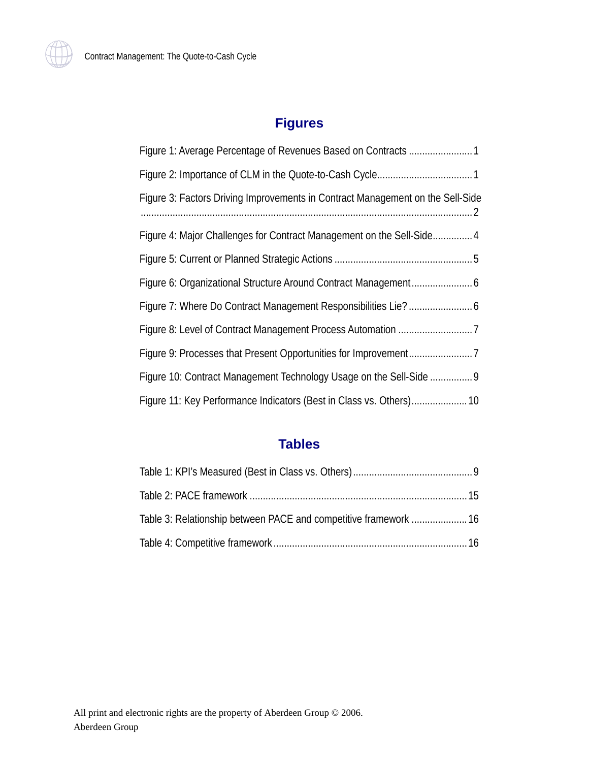## Figures

Figure 1: Average Percentage of Revenues Based on Contracts ........................ 1

Figure 2: Importance of CLM in the Quote-to-Cash Cycle................................... 1

Figure 3: Factors Driving Improvements in Contract Management on the Sell-Side ............................................................................................................................ 2

Figure 4: Major Challenges for Contract Management on the Sell-Side............... 4

Figure 5: Current or Planned Strategic Actions ................................................... 5

Figure 6: Organizational Structure Around Contract Management....................... 6

Figure 7: Where Do Contract Management Responsibilities Lie? ........................ 6

Figure 8: Level of Contract Management Process Automation ............................ 7

Figure 9: Processes that Present Opportunities for Improvement........................ 7

Figure 10: Contract Management Technology Usage on the Sell-Side ................ 9

Figure 11: Key Performance Indicators (Best in Class vs. Others)..................... 10

## Tables

Table 1: KPI's Measured (Best in Class vs. Others)............................................ 9

Table 2: PACE framework ................................................................................. 15

Table 3: Relationship between PACE and competitive framework ..................... 16

Table 4: Competitive framework........................................................................ 16

All print and electronic rights are the property of Aberdeen Group © 2006.
Aberdeen Group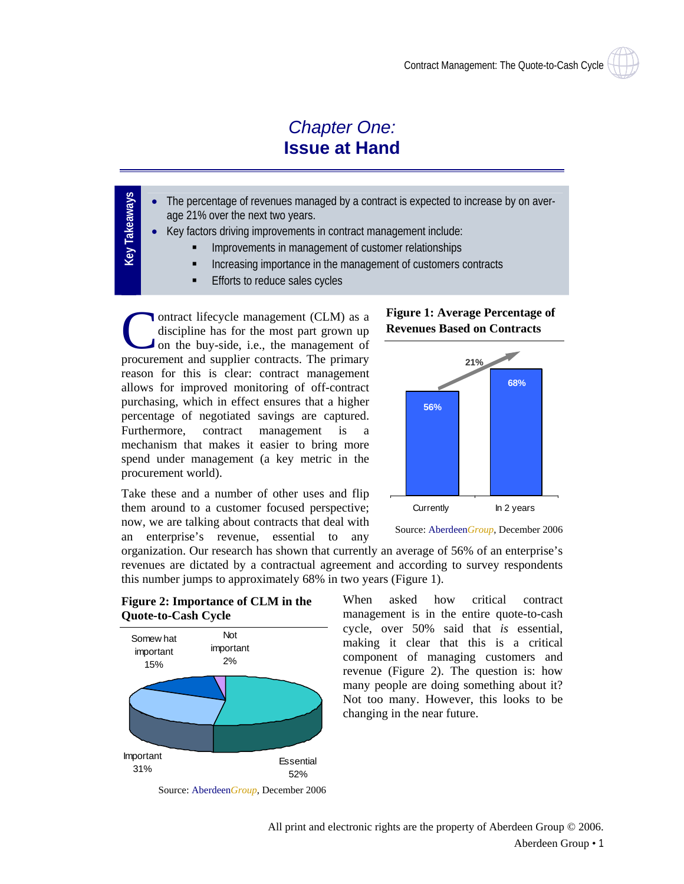# *Chapter One:*
# Issue at Hand

**Key Takeaways**

- The percentage of revenues managed by a contract is expected to increase by on average 21% over the next two years.
- Key factors driving improvements in contract management include:
  - Improvements in management of customer relationships
  - Increasing importance in the management of customers contracts
  - Efforts to reduce sales cycles

Contract lifecycle management (CLM) as a discipline has for the most part grown up on the buy-side, i.e., the management of procurement and supplier contracts. The primary reason for this is clear: contract management allows for improved monitoring of off-contract purchasing, which in effect ensures that a higher percentage of negotiated savings are captured. Furthermore, contract management is a mechanism that makes it easier to bring more spend under management (a key metric in the procurement world).

Take these and a number of other uses and flip them around to a customer focused perspective; now, we are talking about contracts that deal with an enterprise's revenue, essential to any organization. Our research has shown that currently an average of 56% of an enterprise's revenues are dictated by a contractual agreement and according to survey respondents this number jumps to approximately 68% in two years (Figure 1).

**Figure 1: Average Percentage of Revenues Based on Contracts**

| | Currently | In 2 years |
|---|---|---|
| Percentage of revenues | 56% | 68% |

(Increase: 21%)

Source: AberdeenGroup, December 2006

**Figure 2: Importance of CLM in the Quote-to-Cash Cycle**

| Response | Percentage |
|---|---|
| Essential | 52% |
| Important | 31% |
| Somewhat important | 15% |
| Not important | 2% |

Source: AberdeenGroup, December 2006

When asked how critical contract management is in the entire quote-to-cash cycle, over 50% said that it *is* essential, making it clear that this is a critical component of managing customers and revenue (Figure 2). The question is: how many people are doing something about it? Not too many. However, this looks to be changing in the near future.

All print and electronic rights are the property of Aberdeen Group © 2006.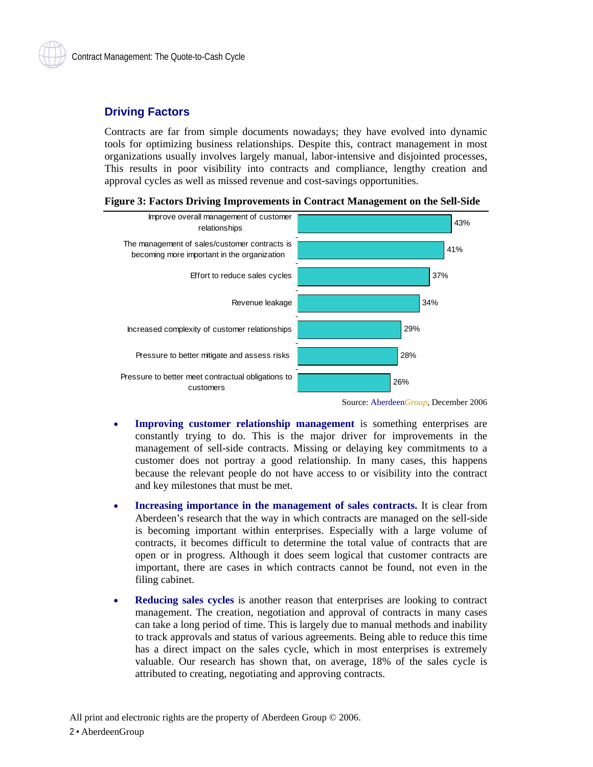## Driving Factors

Contracts are far from simple documents nowadays; they have evolved into dynamic tools for optimizing business relationships. Despite this, contract management in most organizations usually involves largely manual, labor-intensive and disjointed processes, This results in poor visibility into contracts and compliance, lengthy creation and approval cycles as well as missed revenue and cost-savings opportunities.

**Figure 3: Factors Driving Improvements in Contract Management on the Sell-Side**

| Factor | Percentage |
| --- | --- |
| Improve overall management of customer relationships | 43% |
| The management of sales/customer contracts is becoming more important in the organization | 41% |
| Effort to reduce sales cycles | 37% |
| Revenue leakage | 34% |
| Increased complexity of customer relationships | 29% |
| Pressure to better mitigate and assess risks | 28% |
| Pressure to better meet contractual obligations to customers | 26% |

Source: Aberdeen*Group*, December 2006

- **Improving customer relationship management** is something enterprises are constantly trying to do. This is the major driver for improvements in the management of sell-side contracts. Missing or delaying key commitments to a customer does not portray a good relationship. In many cases, this happens because the relevant people do not have access to or visibility into the contract and key milestones that must be met.

- **Increasing importance in the management of sales contracts.** It is clear from Aberdeen's research that the way in which contracts are managed on the sell-side is becoming important within enterprises. Especially with a large volume of contracts, it becomes difficult to determine the total value of contracts that are open or in progress. Although it does seem logical that customer contracts are important, there are cases in which contracts cannot be found, not even in the filing cabinet.

- **Reducing sales cycles** is another reason that enterprises are looking to contract management. The creation, negotiation and approval of contracts in many cases can take a long period of time. This is largely due to manual methods and inability to track approvals and status of various agreements. Being able to reduce this time has a direct impact on the sales cycle, which in most enterprises is extremely valuable. Our research has shown that, on average, 18% of the sales cycle is attributed to creating, negotiating and approving contracts.

All print and electronic rights are the property of Aberdeen Group © 2006.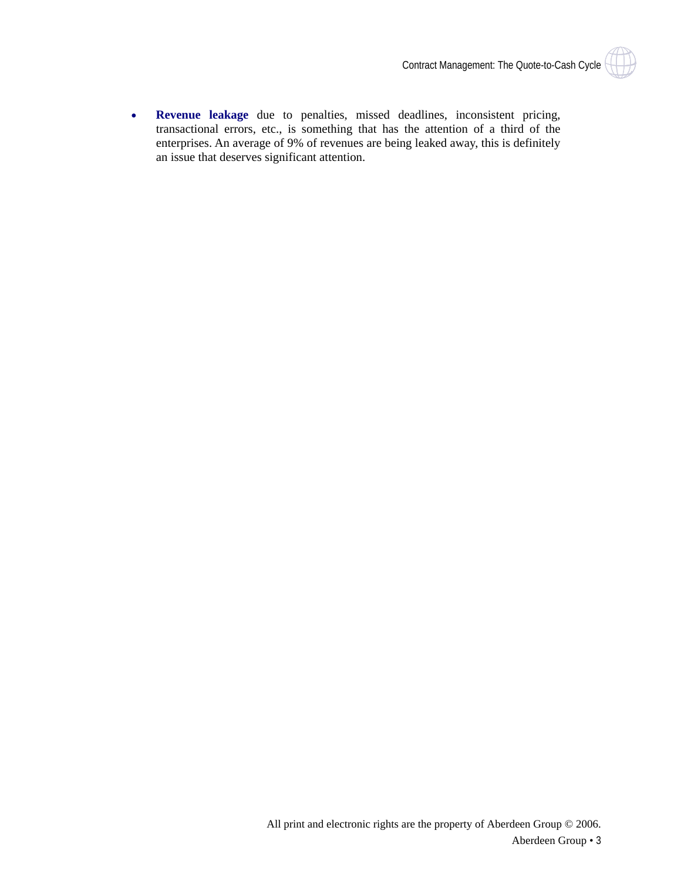- **Revenue leakage** due to penalties, missed deadlines, inconsistent pricing, transactional errors, etc., is something that has the attention of a third of the enterprises. An average of 9% of revenues are being leaked away, this is definitely an issue that deserves significant attention.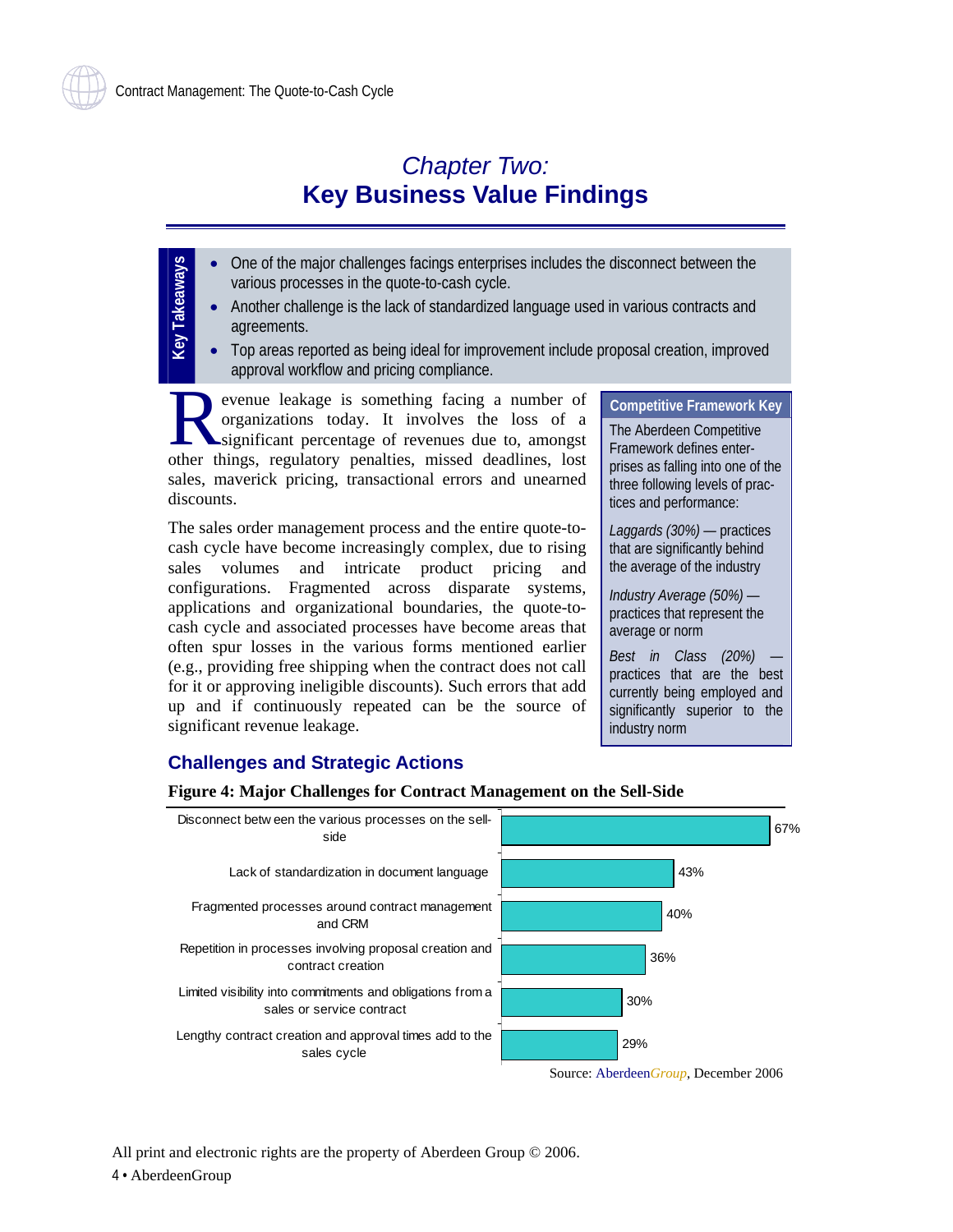# *Chapter Two:* Key Business Value Findings

> **Key Takeaways**
>
> - One of the major challenges facings enterprises includes the disconnect between the various processes in the quote-to-cash cycle.
> - Another challenge is the lack of standardized language used in various contracts and agreements.
> - Top areas reported as being ideal for improvement include proposal creation, improved approval workflow and pricing compliance.

Revenue leakage is something facing a number of organizations today. It involves the loss of a significant percentage of revenues due to, amongst other things, regulatory penalties, missed deadlines, lost sales, maverick pricing, transactional errors and unearned discounts.

The sales order management process and the entire quote-to-cash cycle have become increasingly complex, due to rising sales volumes and intricate product pricing and configurations. Fragmented across disparate systems, applications and organizational boundaries, the quote-to-cash cycle and associated processes have become areas that often spur losses in the various forms mentioned earlier (e.g., providing free shipping when the contract does not call for it or approving ineligible discounts). Such errors that add up and if continuously repeated can be the source of significant revenue leakage.

> **Competitive Framework Key**
>
> The Aberdeen Competitive Framework defines enterprises as falling into one of the three following levels of practices and performance:
>
> *Laggards (30%)* — practices that are significantly behind the average of the industry
>
> *Industry Average (50%)* — practices that represent the average or norm
>
> *Best in Class (20%)* — practices that are the best currently being employed and significantly superior to the industry norm

## Challenges and Strategic Actions

**Figure 4: Major Challenges for Contract Management on the Sell-Side**

| Challenge | Percentage |
|---|---|
| Disconnect between the various processes on the sell-side | 67% |
| Lack of standardization in document language | 43% |
| Fragmented processes around contract management and CRM | 40% |
| Repetition in processes involving proposal creation and contract creation | 36% |
| Limited visibility into commitments and obligations from a sales or service contract | 30% |
| Lengthy contract creation and approval times add to the sales cycle | 29% |

Source: Aberdeen*Group*, December 2006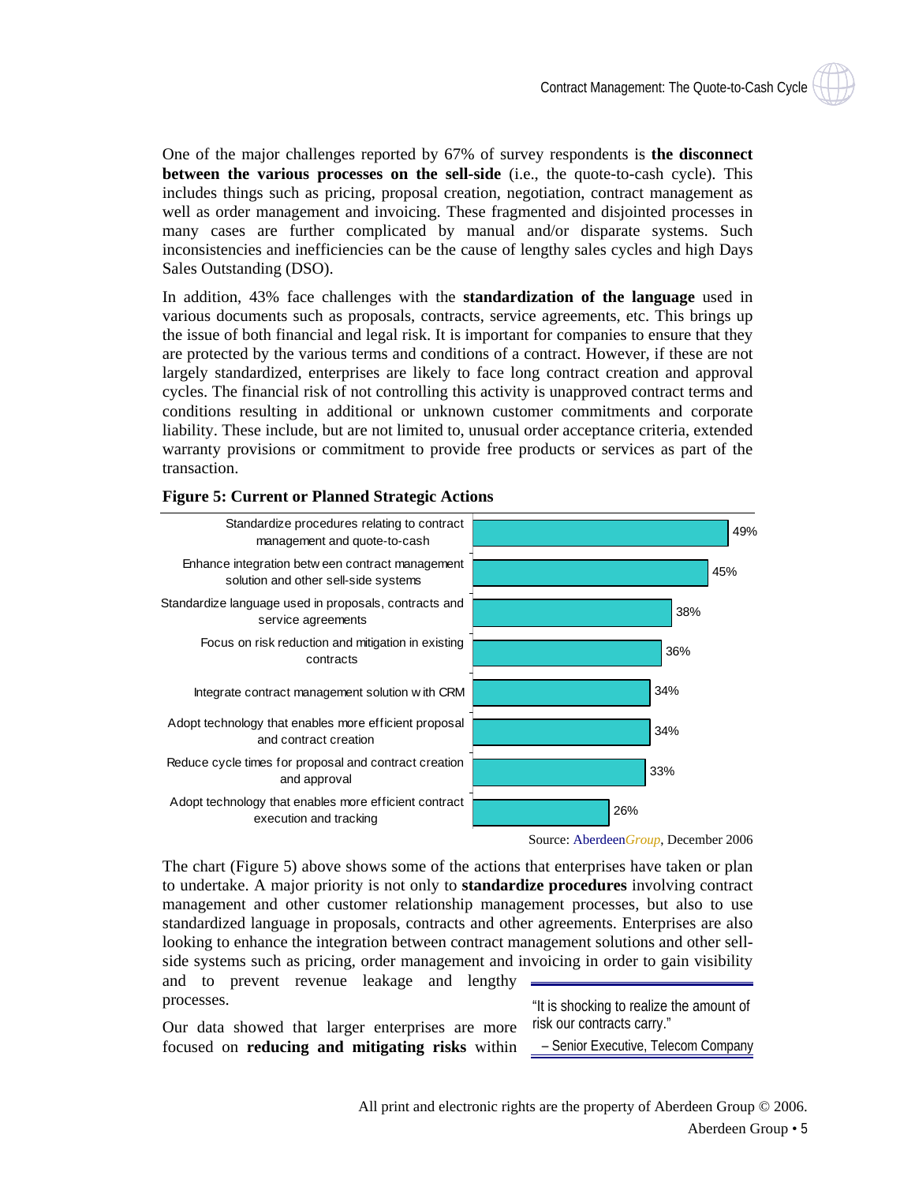One of the major challenges reported by 67% of survey respondents is **the disconnect between the various processes on the sell-side** (i.e., the quote-to-cash cycle). This includes things such as pricing, proposal creation, negotiation, contract management as well as order management and invoicing. These fragmented and disjointed processes in many cases are further complicated by manual and/or disparate systems. Such inconsistencies and inefficiencies can be the cause of lengthy sales cycles and high Days Sales Outstanding (DSO).

In addition, 43% face challenges with the **standardization of the language** used in various documents such as proposals, contracts, service agreements, etc. This brings up the issue of both financial and legal risk. It is important for companies to ensure that they are protected by the various terms and conditions of a contract. However, if these are not largely standardized, enterprises are likely to face long contract creation and approval cycles. The financial risk of not controlling this activity is unapproved contract terms and conditions resulting in additional or unknown customer commitments and corporate liability. These include, but are not limited to, unusual order acceptance criteria, extended warranty provisions or commitment to provide free products or services as part of the transaction.

**Figure 5: Current or Planned Strategic Actions**

| Action | Percentage |
|---|---|
| Standardize procedures relating to contract management and quote-to-cash | 49% |
| Enhance integration between contract management solution and other sell-side systems | 45% |
| Standardize language used in proposals, contracts and service agreements | 38% |
| Focus on risk reduction and mitigation in existing contracts | 36% |
| Integrate contract management solution with CRM | 34% |
| Adopt technology that enables more efficient proposal and contract creation | 34% |
| Reduce cycle times for proposal and contract creation and approval | 33% |
| Adopt technology that enables more efficient contract execution and tracking | 26% |

Source: Aberdeen*Group*, December 2006

The chart (Figure 5) above shows some of the actions that enterprises have taken or plan to undertake. A major priority is not only to **standardize procedures** involving contract management and other customer relationship management processes, but also to use standardized language in proposals, contracts and other agreements. Enterprises are also looking to enhance the integration between contract management solutions and other sell-side systems such as pricing, order management and invoicing in order to gain visibility and to prevent revenue leakage and lengthy processes.

> "It is shocking to realize the amount of risk our contracts carry."
>
> – Senior Executive, Telecom Company

Our data showed that larger enterprises are more focused on **reducing and mitigating risks** within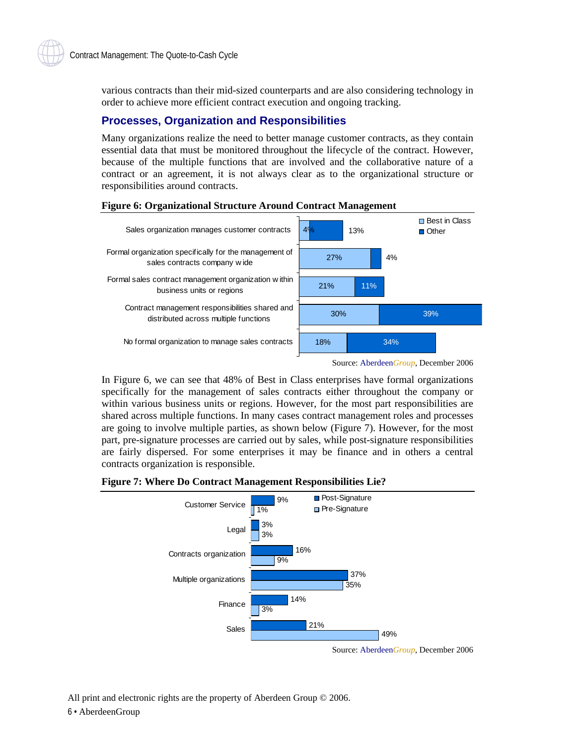various contracts than their mid-sized counterparts and are also considering technology in order to achieve more efficient contract execution and ongoing tracking.

## Processes, Organization and Responsibilities

Many organizations realize the need to better manage customer contracts, as they contain essential data that must be monitored throughout the lifecycle of the contract. However, because of the multiple functions that are involved and the collaborative nature of a contract or an agreement, it is not always clear as to the organizational structure or responsibilities around contracts.

**Figure 6: Organizational Structure Around Contract Management**

| | Best in Class | Other |
|---|---|---|
| Sales organization manages customer contracts | 4% | 13% |
| Formal organization specifically for the management of sales contracts company wide | 27% | 4% |
| Formal sales contract management organization within business units or regions | 21% | 11% |
| Contract management responsibilities shared and distributed across multiple functions | 30% | 39% |
| No formal organization to manage sales contracts | 18% | 34% |

Source: AberdeenGroup, December 2006

In Figure 6, we can see that 48% of Best in Class enterprises have formal organizations specifically for the management of sales contracts either throughout the company or within various business units or regions. However, for the most part responsibilities are shared across multiple functions. In many cases contract management roles and processes are going to involve multiple parties, as shown below (Figure 7). However, for the most part, pre-signature processes are carried out by sales, while post-signature responsibilities are fairly dispersed. For some enterprises it may be finance and in others a central contracts organization is responsible.

**Figure 7: Where Do Contract Management Responsibilities Lie?**

| | Post-Signature | Pre-Signature |
|---|---|---|
| Customer Service | 9% | 1% |
| Legal | 3% | 3% |
| Contracts organization | 16% | 9% |
| Multiple organizations | 37% | 35% |
| Finance | 14% | 3% |
| Sales | 21% | 49% |

Source: AberdeenGroup, December 2006

All print and electronic rights are the property of Aberdeen Group © 2006.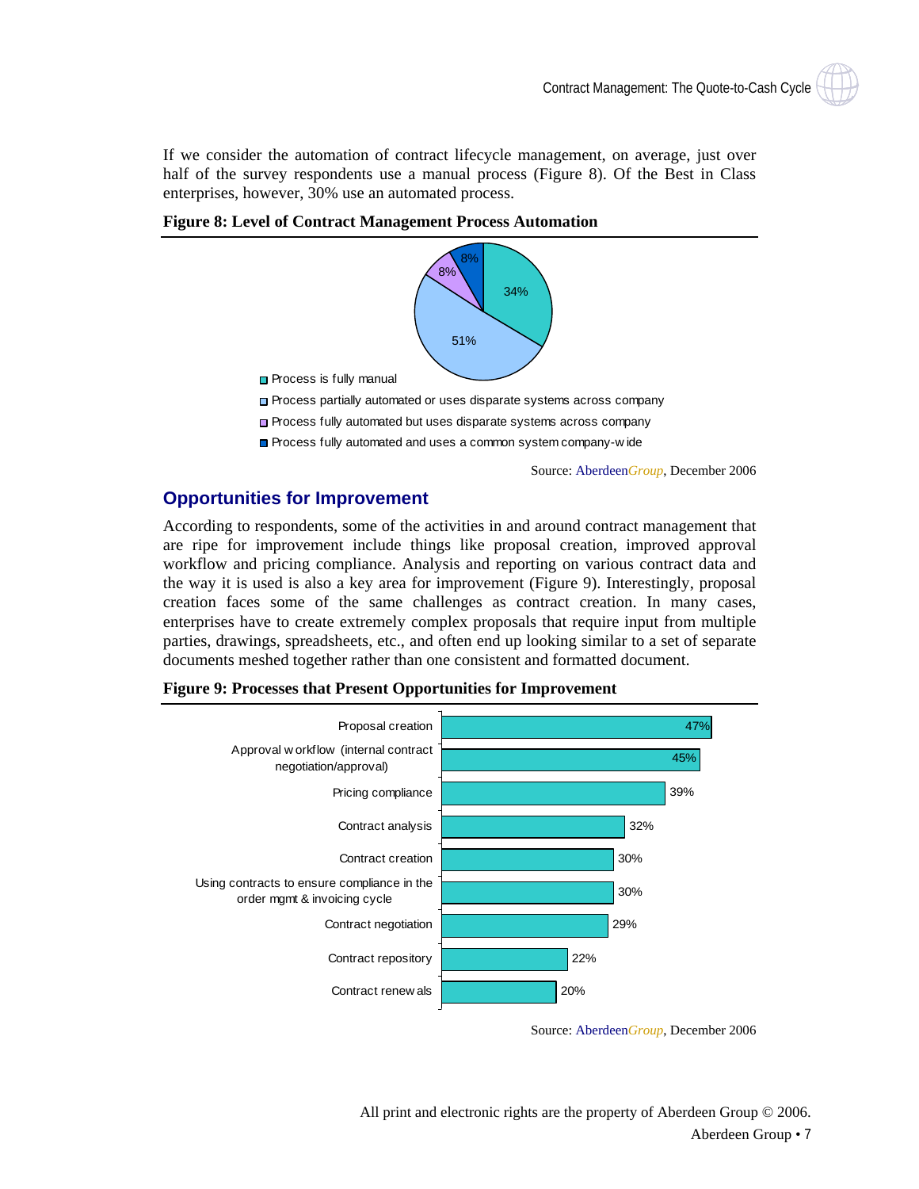If we consider the automation of contract lifecycle management, on average, just over half of the survey respondents use a manual process (Figure 8). Of the Best in Class enterprises, however, 30% use an automated process.

**Figure 8: Level of Contract Management Process Automation**

| Level of automation | % |
|---|---|
| Process is fully manual | 34% |
| Process partially automated or uses disparate systems across company | 51% |
| Process fully automated but uses disparate systems across company | 8% |
| Process fully automated and uses a common system company-wide | 8% |

Source: AberdeenGroup, December 2006

## Opportunities for Improvement

According to respondents, some of the activities in and around contract management that are ripe for improvement include things like proposal creation, improved approval workflow and pricing compliance. Analysis and reporting on various contract data and the way it is used is also a key area for improvement (Figure 9). Interestingly, proposal creation faces some of the same challenges as contract creation. In many cases, enterprises have to create extremely complex proposals that require input from multiple parties, drawings, spreadsheets, etc., and often end up looking similar to a set of separate documents meshed together rather than one consistent and formatted document.

**Figure 9: Processes that Present Opportunities for Improvement**

| Process | % |
|---|---|
| Proposal creation | 47% |
| Approval workflow (internal contract negotiation/approval) | 45% |
| Pricing compliance | 39% |
| Contract analysis | 32% |
| Contract creation | 30% |
| Using contracts to ensure compliance in the order mgmt & invoicing cycle | 30% |
| Contract negotiation | 29% |
| Contract repository | 22% |
| Contract renewals | 20% |

Source: AberdeenGroup, December 2006

All print and electronic rights are the property of Aberdeen Group © 2006.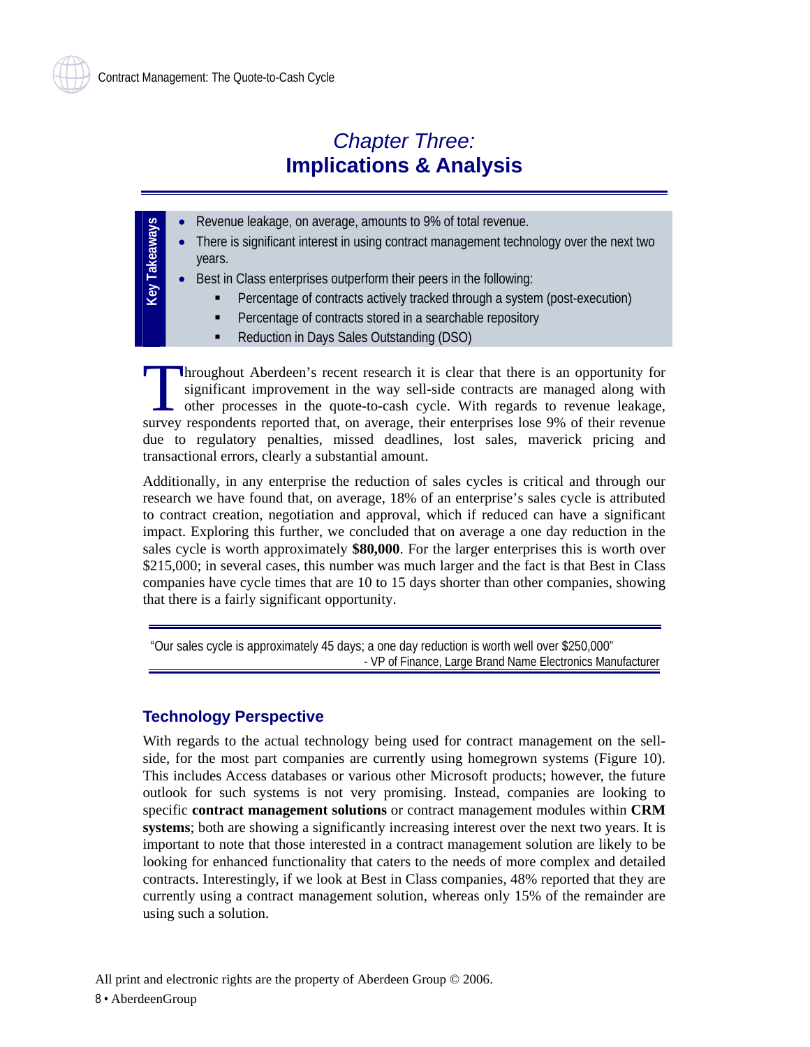# Chapter Three:
# Implications & Analysis

**Key Takeaways**

- Revenue leakage, on average, amounts to 9% of total revenue.
- There is significant interest in using contract management technology over the next two years.
- Best in Class enterprises outperform their peers in the following:
  - Percentage of contracts actively tracked through a system (post-execution)
  - Percentage of contracts stored in a searchable repository
  - Reduction in Days Sales Outstanding (DSO)

Throughout Aberdeen's recent research it is clear that there is an opportunity for significant improvement in the way sell-side contracts are managed along with other processes in the quote-to-cash cycle. With regards to revenue leakage, survey respondents reported that, on average, their enterprises lose 9% of their revenue due to regulatory penalties, missed deadlines, lost sales, maverick pricing and transactional errors, clearly a substantial amount.

Additionally, in any enterprise the reduction of sales cycles is critical and through our research we have found that, on average, 18% of an enterprise's sales cycle is attributed to contract creation, negotiation and approval, which if reduced can have a significant impact. Exploring this further, we concluded that on average a one day reduction in the sales cycle is worth approximately **$80,000**. For the larger enterprises this is worth over $215,000; in several cases, this number was much larger and the fact is that Best in Class companies have cycle times that are 10 to 15 days shorter than other companies, showing that there is a fairly significant opportunity.

> "Our sales cycle is approximately 45 days; a one day reduction is worth well over $250,000"
> - VP of Finance, Large Brand Name Electronics Manufacturer

## Technology Perspective

With regards to the actual technology being used for contract management on the sell-side, for the most part companies are currently using homegrown systems (Figure 10). This includes Access databases or various other Microsoft products; however, the future outlook for such systems is not very promising. Instead, companies are looking to specific **contract management solutions** or contract management modules within **CRM systems**; both are showing a significantly increasing interest over the next two years. It is important to note that those interested in a contract management solution are likely to be looking for enhanced functionality that caters to the needs of more complex and detailed contracts. Interestingly, if we look at Best in Class companies, 48% reported that they are currently using a contract management solution, whereas only 15% of the remainder are using such a solution.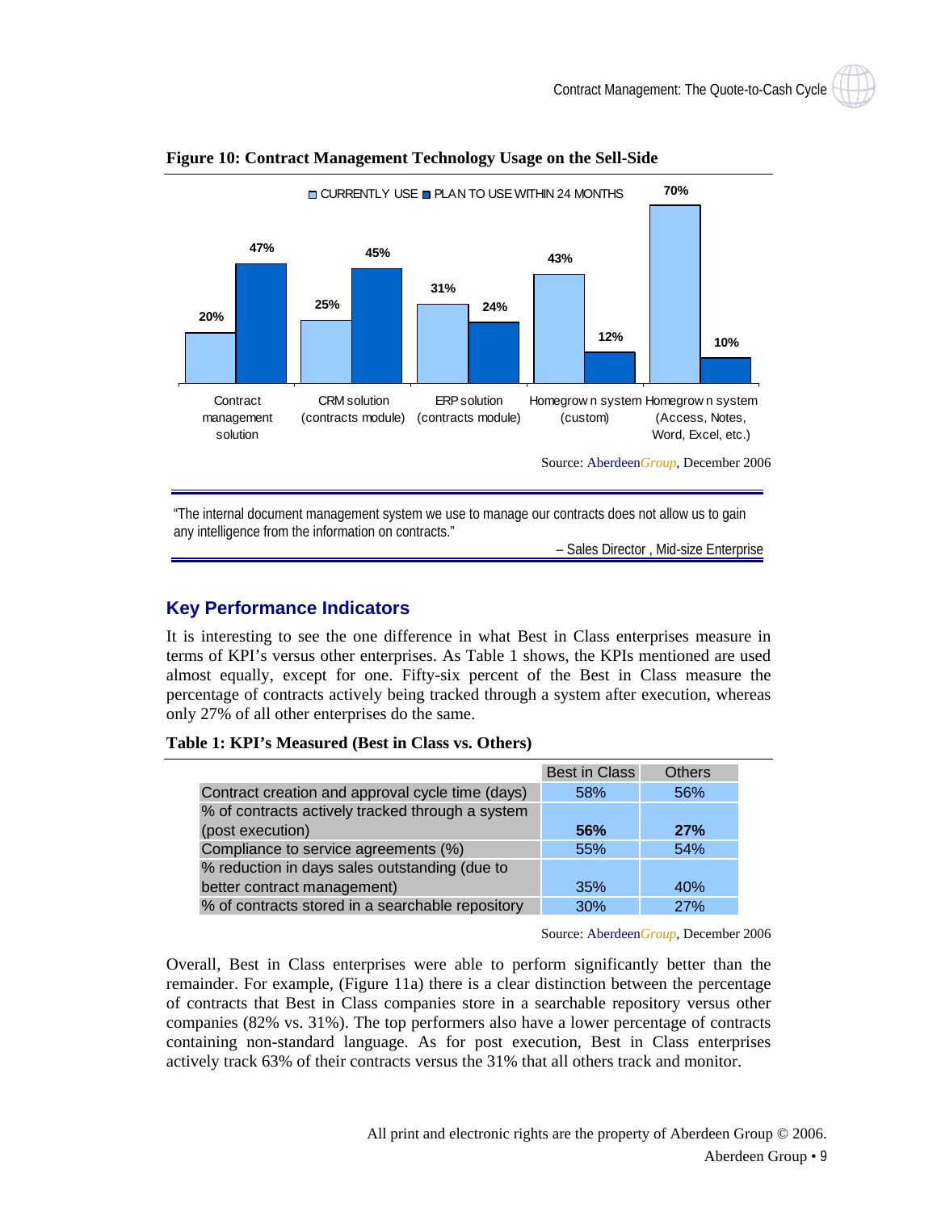**Figure 10: Contract Management Technology Usage on the Sell-Side**

| | Currently Use | Plan to Use Within 24 Months |
|---|---|---|
| Contract management solution | 20% | 47% |
| CRM solution (contracts module) | 25% | 45% |
| ERP solution (contracts module) | 31% | 24% |
| Homegrown system (custom) | 43% | 12% |
| Homegrown system (Access, Notes, Word, Excel, etc.) | 70% | 10% |

Source: AberdeenGroup, December 2006

"The internal document management system we use to manage our contracts does not allow us to gain any intelligence from the information on contracts."

– Sales Director , Mid-size Enterprise

## Key Performance Indicators

It is interesting to see the one difference in what Best in Class enterprises measure in terms of KPI's versus other enterprises. As Table 1 shows, the KPIs mentioned are used almost equally, except for one. Fifty-six percent of the Best in Class measure the percentage of contracts actively being tracked through a system after execution, whereas only 27% of all other enterprises do the same.

**Table 1: KPI's Measured (Best in Class vs. Others)**

| | Best in Class | Others |
|---|---|---|
| Contract creation and approval cycle time (days) | 58% | 56% |
| % of contracts actively tracked through a system (post execution) | **56%** | **27%** |
| Compliance to service agreements (%) | 55% | 54% |
| % reduction in days sales outstanding (due to better contract management) | 35% | 40% |
| % of contracts stored in a searchable repository | 30% | 27% |

Source: AberdeenGroup, December 2006

Overall, Best in Class enterprises were able to perform significantly better than the remainder. For example, (Figure 11a) there is a clear distinction between the percentage of contracts that Best in Class companies store in a searchable repository versus other companies (82% vs. 31%). The top performers also have a lower percentage of contracts containing non-standard language. As for post execution, Best in Class enterprises actively track 63% of their contracts versus the 31% that all others track and monitor.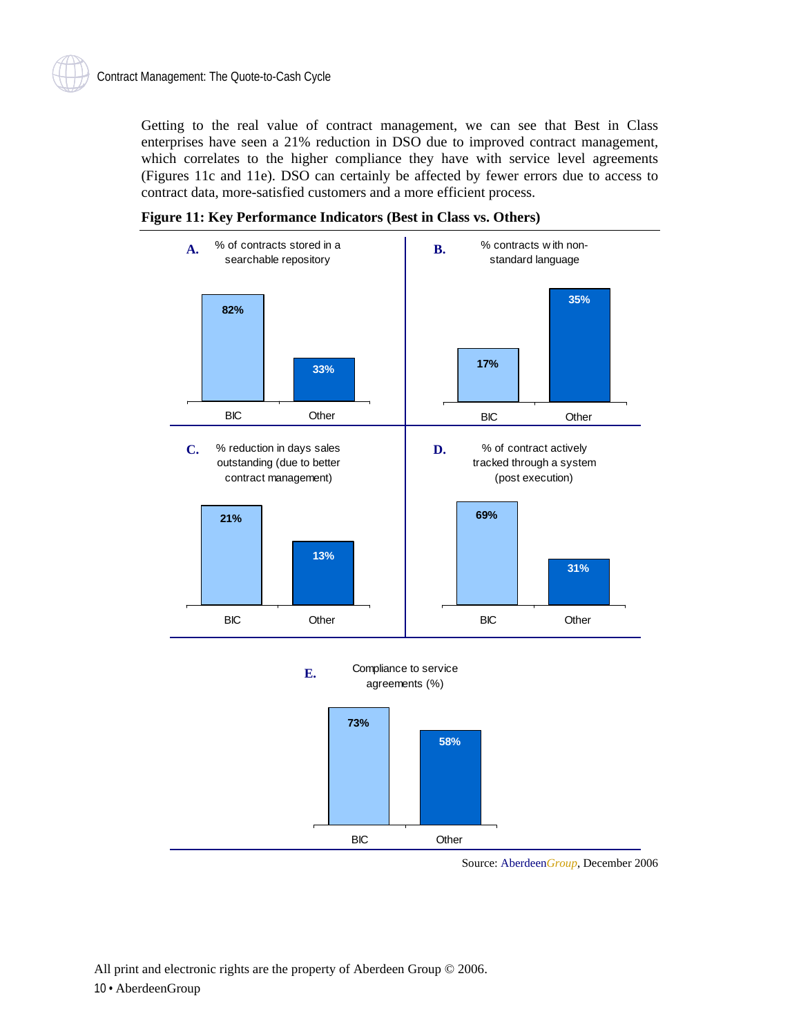Getting to the real value of contract management, we can see that Best in Class enterprises have seen a 21% reduction in DSO due to improved contract management, which correlates to the higher compliance they have with service level agreements (Figures 11c and 11e). DSO can certainly be affected by fewer errors due to access to contract data, more-satisfied customers and a more efficient process.

**Figure 11: Key Performance Indicators (Best in Class vs. Others)**

**A.** % of contracts stored in a searchable repository

| | BIC | Other |
|---|---|---|
| % | 82% | 33% |

**B.** % contracts with non-standard language

| | BIC | Other |
|---|---|---|
| % | 17% | 35% |

**C.** % reduction in days sales outstanding (due to better contract management)

| | BIC | Other |
|---|---|---|
| % | 21% | 13% |

**D.** % of contract actively tracked through a system (post execution)

| | BIC | Other |
|---|---|---|
| % | 69% | 31% |

**E.** Compliance to service agreements (%)

| | BIC | Other |
|---|---|---|
| % | 73% | 58% |

Source: AberdeenGroup, December 2006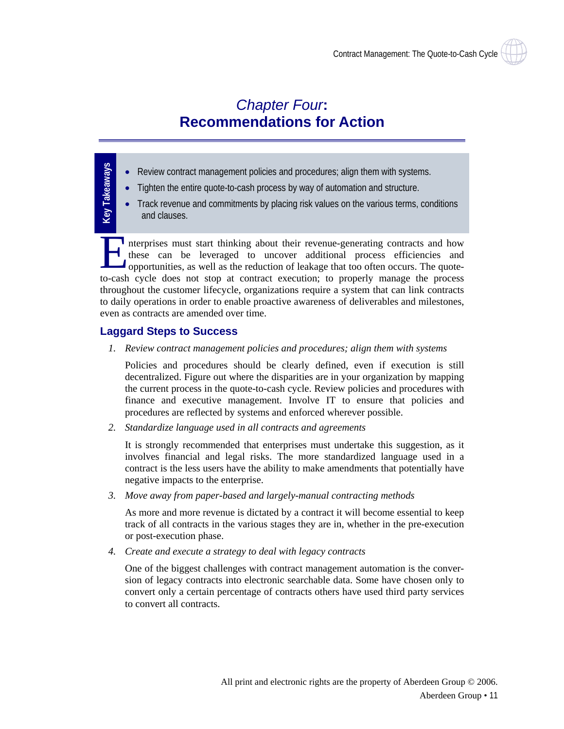# *Chapter Four*: Recommendations for Action

**Key Takeaways**

- Review contract management policies and procedures; align them with systems.
- Tighten the entire quote-to-cash process by way of automation and structure.
- Track revenue and commitments by placing risk values on the various terms, conditions and clauses.

Enterprises must start thinking about their revenue-generating contracts and how these can be leveraged to uncover additional process efficiencies and opportunities, as well as the reduction of leakage that too often occurs. The quote-to-cash cycle does not stop at contract execution; to properly manage the process throughout the customer lifecycle, organizations require a system that can link contracts to daily operations in order to enable proactive awareness of deliverables and milestones, even as contracts are amended over time.

## Laggard Steps to Success

1. *Review contract management policies and procedures; align them with systems*

   Policies and procedures should be clearly defined, even if execution is still decentralized. Figure out where the disparities are in your organization by mapping the current process in the quote-to-cash cycle. Review policies and procedures with finance and executive management. Involve IT to ensure that policies and procedures are reflected by systems and enforced wherever possible.

2. *Standardize language used in all contracts and agreements*

   It is strongly recommended that enterprises must undertake this suggestion, as it involves financial and legal risks. The more standardized language used in a contract is the less users have the ability to make amendments that potentially have negative impacts to the enterprise.

3. *Move away from paper-based and largely-manual contracting methods*

   As more and more revenue is dictated by a contract it will become essential to keep track of all contracts in the various stages they are in, whether in the pre-execution or post-execution phase.

4. *Create and execute a strategy to deal with legacy contracts*

   One of the biggest challenges with contract management automation is the conversion of legacy contracts into electronic searchable data. Some have chosen only to convert only a certain percentage of contracts others have used third party services to convert all contracts.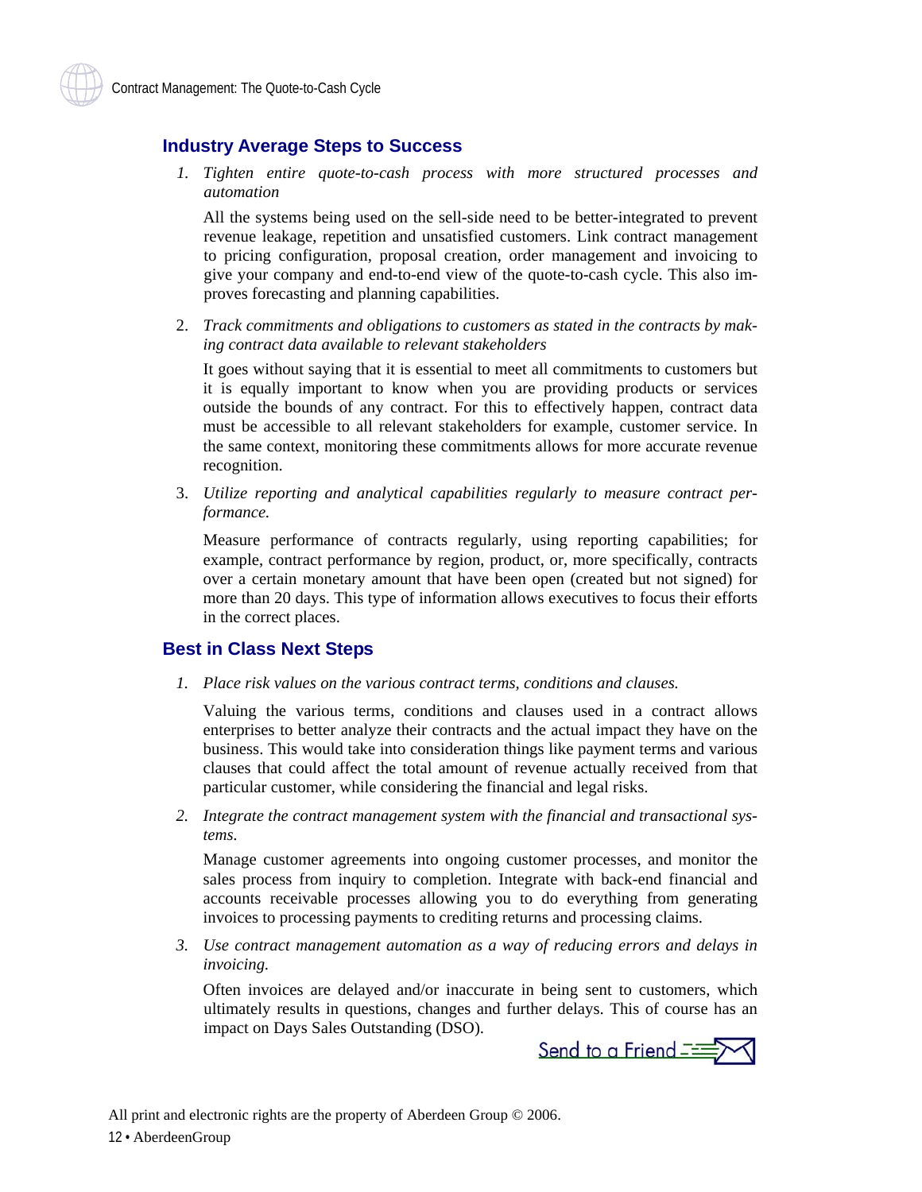## Industry Average Steps to Success

1. *Tighten entire quote-to-cash process with more structured processes and automation*

   All the systems being used on the sell-side need to be better-integrated to prevent revenue leakage, repetition and unsatisfied customers. Link contract management to pricing configuration, proposal creation, order management and invoicing to give your company and end-to-end view of the quote-to-cash cycle. This also improves forecasting and planning capabilities.

2. *Track commitments and obligations to customers as stated in the contracts by making contract data available to relevant stakeholders*

   It goes without saying that it is essential to meet all commitments to customers but it is equally important to know when you are providing products or services outside the bounds of any contract. For this to effectively happen, contract data must be accessible to all relevant stakeholders for example, customer service. In the same context, monitoring these commitments allows for more accurate revenue recognition.

3. *Utilize reporting and analytical capabilities regularly to measure contract performance.*

   Measure performance of contracts regularly, using reporting capabilities; for example, contract performance by region, product, or, more specifically, contracts over a certain monetary amount that have been open (created but not signed) for more than 20 days. This type of information allows executives to focus their efforts in the correct places.

## Best in Class Next Steps

1. *Place risk values on the various contract terms, conditions and clauses.*

   Valuing the various terms, conditions and clauses used in a contract allows enterprises to better analyze their contracts and the actual impact they have on the business. This would take into consideration things like payment terms and various clauses that could affect the total amount of revenue actually received from that particular customer, while considering the financial and legal risks.

2. *Integrate the contract management system with the financial and transactional systems.*

   Manage customer agreements into ongoing customer processes, and monitor the sales process from inquiry to completion. Integrate with back-end financial and accounts receivable processes allowing you to do everything from generating invoices to processing payments to crediting returns and processing claims.

3. *Use contract management automation as a way of reducing errors and delays in invoicing.*

   Often invoices are delayed and/or inaccurate in being sent to customers, which ultimately results in questions, changes and further delays. This of course has an impact on Days Sales Outstanding (DSO).

Send to a Friend

All print and electronic rights are the property of Aberdeen Group © 2006.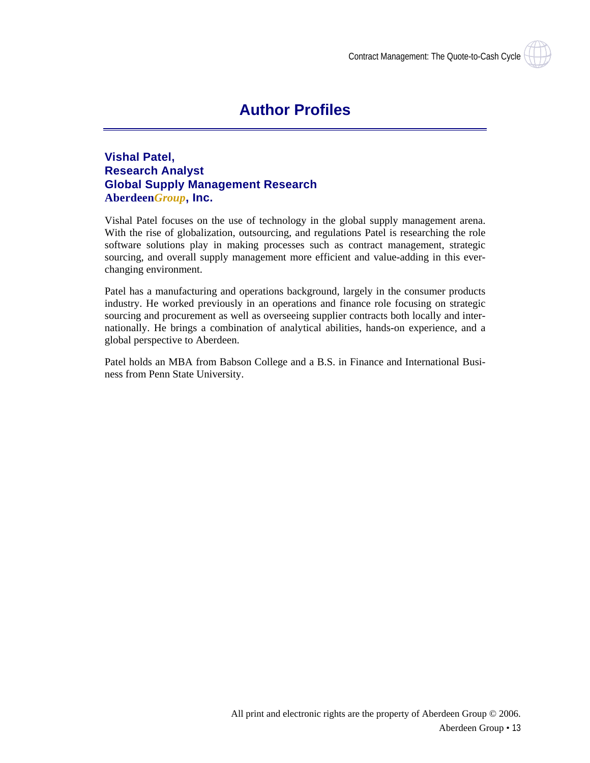# Author Profiles

**Vishal Patel,**
**Research Analyst**
**Global Supply Management Research**
**Aberdeen*Group*, Inc.**

Vishal Patel focuses on the use of technology in the global supply management arena. With the rise of globalization, outsourcing, and regulations Patel is researching the role software solutions play in making processes such as contract management, strategic sourcing, and overall supply management more efficient and value-adding in this ever-changing environment.

Patel has a manufacturing and operations background, largely in the consumer products industry. He worked previously in an operations and finance role focusing on strategic sourcing and procurement as well as overseeing supplier contracts both locally and internationally. He brings a combination of analytical abilities, hands-on experience, and a global perspective to Aberdeen.

Patel holds an MBA from Babson College and a B.S. in Finance and International Business from Penn State University.

All print and electronic rights are the property of Aberdeen Group © 2006.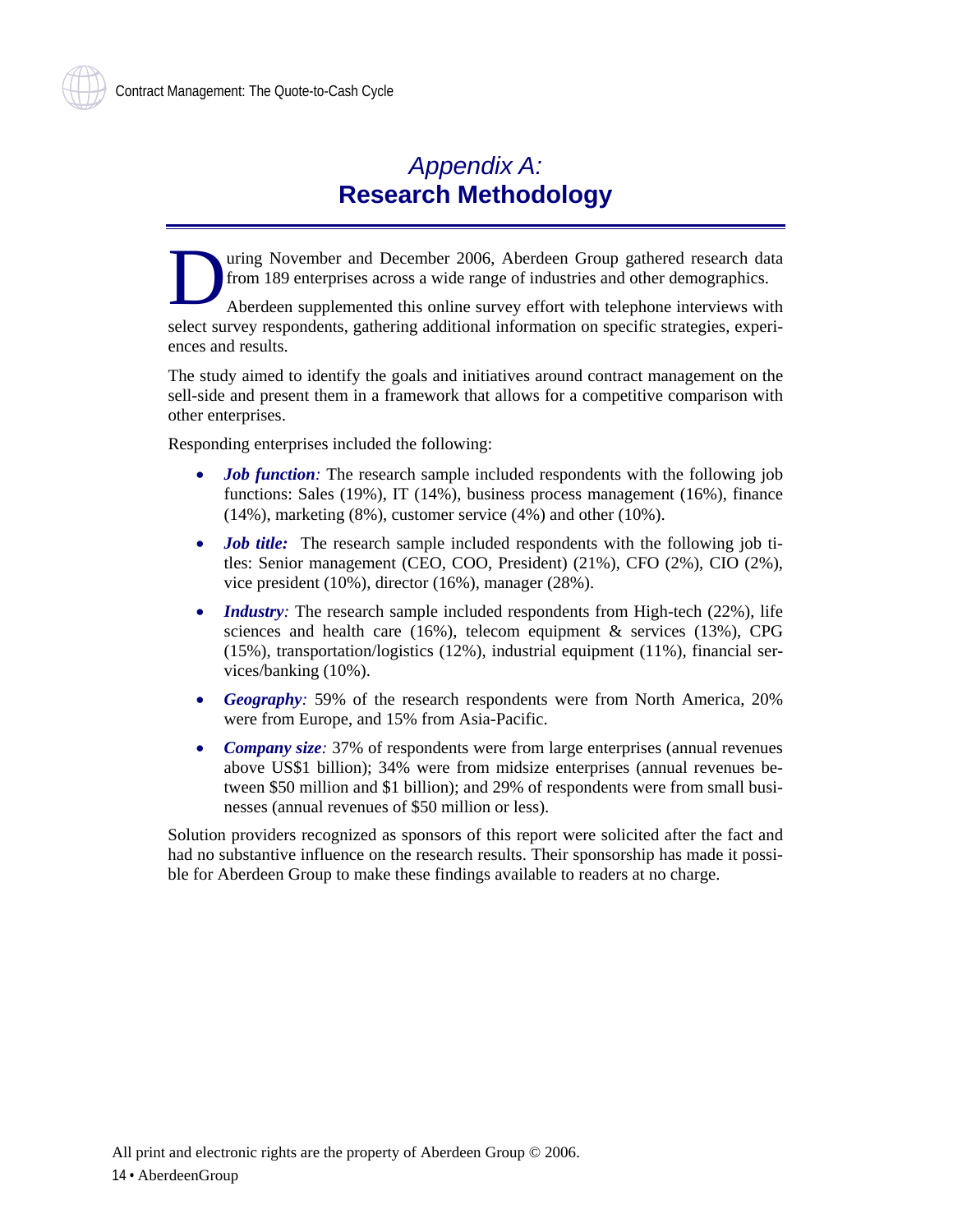# *Appendix A:* Research Methodology

During November and December 2006, Aberdeen Group gathered research data from 189 enterprises across a wide range of industries and other demographics.

Aberdeen supplemented this online survey effort with telephone interviews with select survey respondents, gathering additional information on specific strategies, experiences and results.

The study aimed to identify the goals and initiatives around contract management on the sell-side and present them in a framework that allows for a competitive comparison with other enterprises.

Responding enterprises included the following:

- ***Job function:*** The research sample included respondents with the following job functions: Sales (19%), IT (14%), business process management (16%), finance (14%), marketing (8%), customer service (4%) and other (10%).
- ***Job title:*** The research sample included respondents with the following job titles: Senior management (CEO, COO, President) (21%), CFO (2%), CIO (2%), vice president (10%), director (16%), manager (28%).
- ***Industry:*** The research sample included respondents from High-tech (22%), life sciences and health care (16%), telecom equipment & services (13%), CPG (15%), transportation/logistics (12%), industrial equipment (11%), financial services/banking (10%).
- ***Geography:*** 59% of the research respondents were from North America, 20% were from Europe, and 15% from Asia-Pacific.
- ***Company size:*** 37% of respondents were from large enterprises (annual revenues above US$1 billion); 34% were from midsize enterprises (annual revenues between $50 million and $1 billion); and 29% of respondents were from small businesses (annual revenues of $50 million or less).

Solution providers recognized as sponsors of this report were solicited after the fact and had no substantive influence on the research results. Their sponsorship has made it possible for Aberdeen Group to make these findings available to readers at no charge.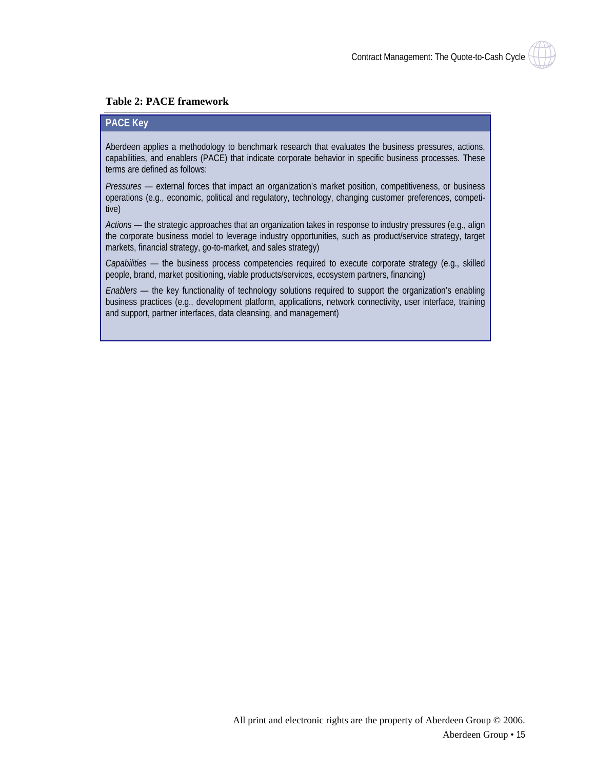**Table 2: PACE framework**

**PACE Key**

Aberdeen applies a methodology to benchmark research that evaluates the business pressures, actions, capabilities, and enablers (PACE) that indicate corporate behavior in specific business processes. These terms are defined as follows:

*Pressures* — external forces that impact an organization's market position, competitiveness, or business operations (e.g., economic, political and regulatory, technology, changing customer preferences, competitive)

*Actions* — the strategic approaches that an organization takes in response to industry pressures (e.g., align the corporate business model to leverage industry opportunities, such as product/service strategy, target markets, financial strategy, go-to-market, and sales strategy)

*Capabilities* — the business process competencies required to execute corporate strategy (e.g., skilled people, brand, market positioning, viable products/services, ecosystem partners, financing)

*Enablers* — the key functionality of technology solutions required to support the organization's enabling business practices (e.g., development platform, applications, network connectivity, user interface, training and support, partner interfaces, data cleansing, and management)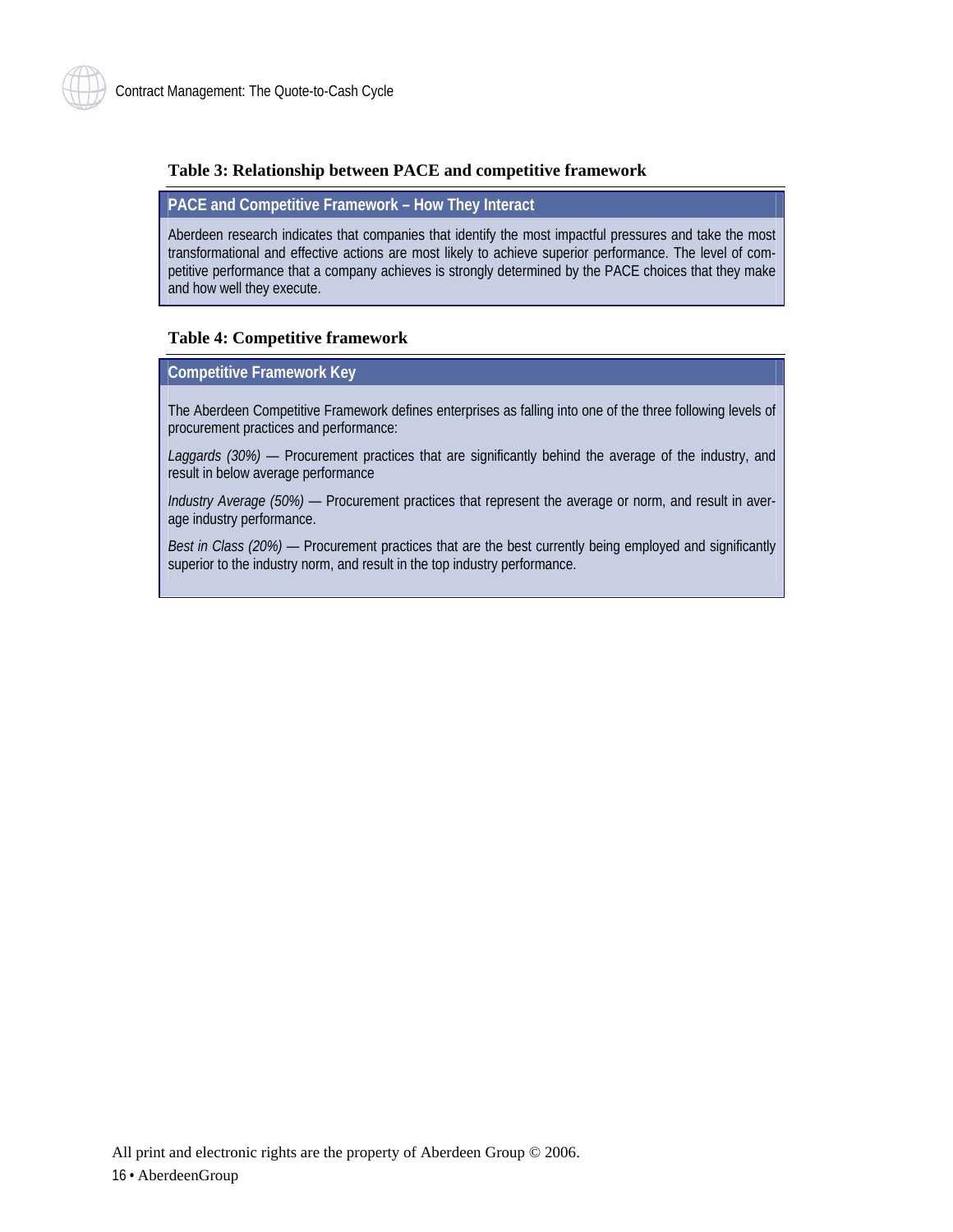**Table 3: Relationship between PACE and competitive framework**

| PACE and Competitive Framework – How They Interact |
| --- |
| Aberdeen research indicates that companies that identify the most impactful pressures and take the most transformational and effective actions are most likely to achieve superior performance. The level of competitive performance that a company achieves is strongly determined by the PACE choices that they make and how well they execute. |

**Table 4: Competitive framework**

| Competitive Framework Key |
| --- |
| The Aberdeen Competitive Framework defines enterprises as falling into one of the three following levels of procurement practices and performance:<br><br>*Laggards (30%)* — Procurement practices that are significantly behind the average of the industry, and result in below average performance<br><br>*Industry Average (50%)* — Procurement practices that represent the average or norm, and result in average industry performance.<br><br>*Best in Class (20%)* — Procurement practices that are the best currently being employed and significantly superior to the industry norm, and result in the top industry performance. |

All print and electronic rights are the property of Aberdeen Group © 2006.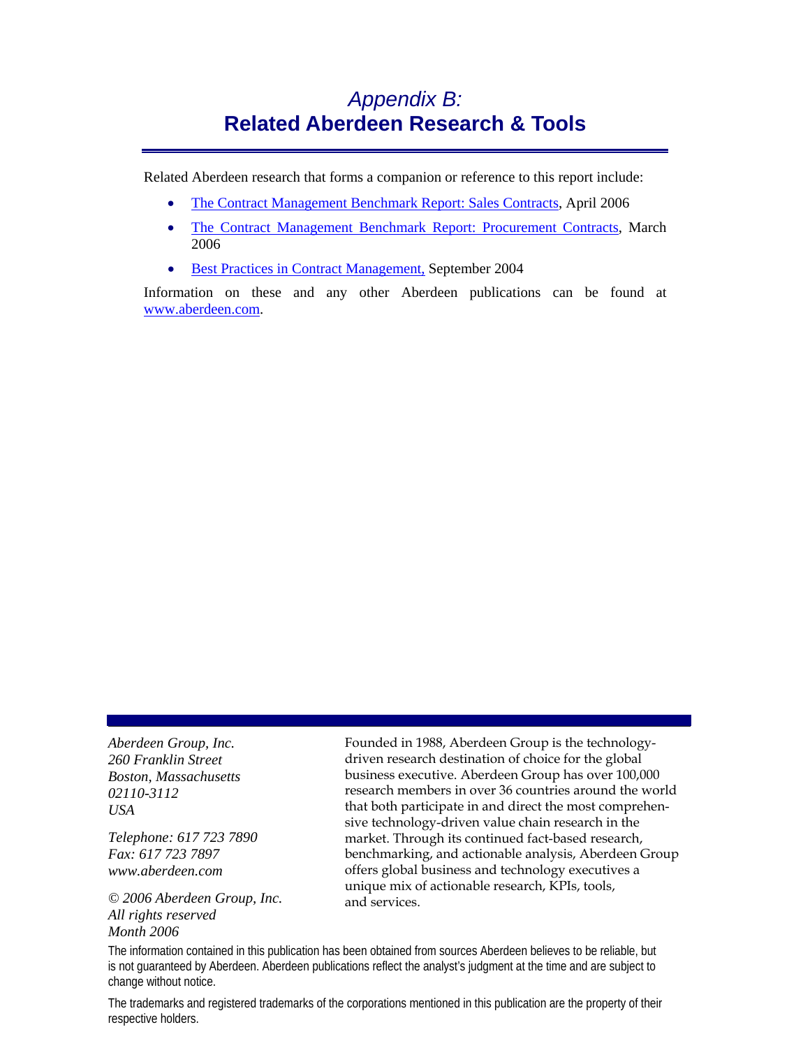# *Appendix B:*
# Related Aberdeen Research & Tools

Related Aberdeen research that forms a companion or reference to this report include:

- The Contract Management Benchmark Report: Sales Contracts, April 2006
- The Contract Management Benchmark Report: Procurement Contracts, March 2006
- Best Practices in Contract Management, September 2004

Information on these and any other Aberdeen publications can be found at www.aberdeen.com.

*Aberdeen Group, Inc.*
*260 Franklin Street*
*Boston, Massachusetts*
*02110-3112*
*USA*

*Telephone: 617 723 7890*
*Fax: 617 723 7897*
*www.aberdeen.com*

*© 2006 Aberdeen Group, Inc.*
*All rights reserved*
*Month 2006*

Founded in 1988, Aberdeen Group is the technology-driven research destination of choice for the global business executive. Aberdeen Group has over 100,000 research members in over 36 countries around the world that both participate in and direct the most comprehensive technology-driven value chain research in the market. Through its continued fact-based research, benchmarking, and actionable analysis, Aberdeen Group offers global business and technology executives a unique mix of actionable research, KPIs, tools, and services.

The information contained in this publication has been obtained from sources Aberdeen believes to be reliable, but is not guaranteed by Aberdeen. Aberdeen publications reflect the analyst's judgment at the time and are subject to change without notice.

The trademarks and registered trademarks of the corporations mentioned in this publication are the property of their respective holders.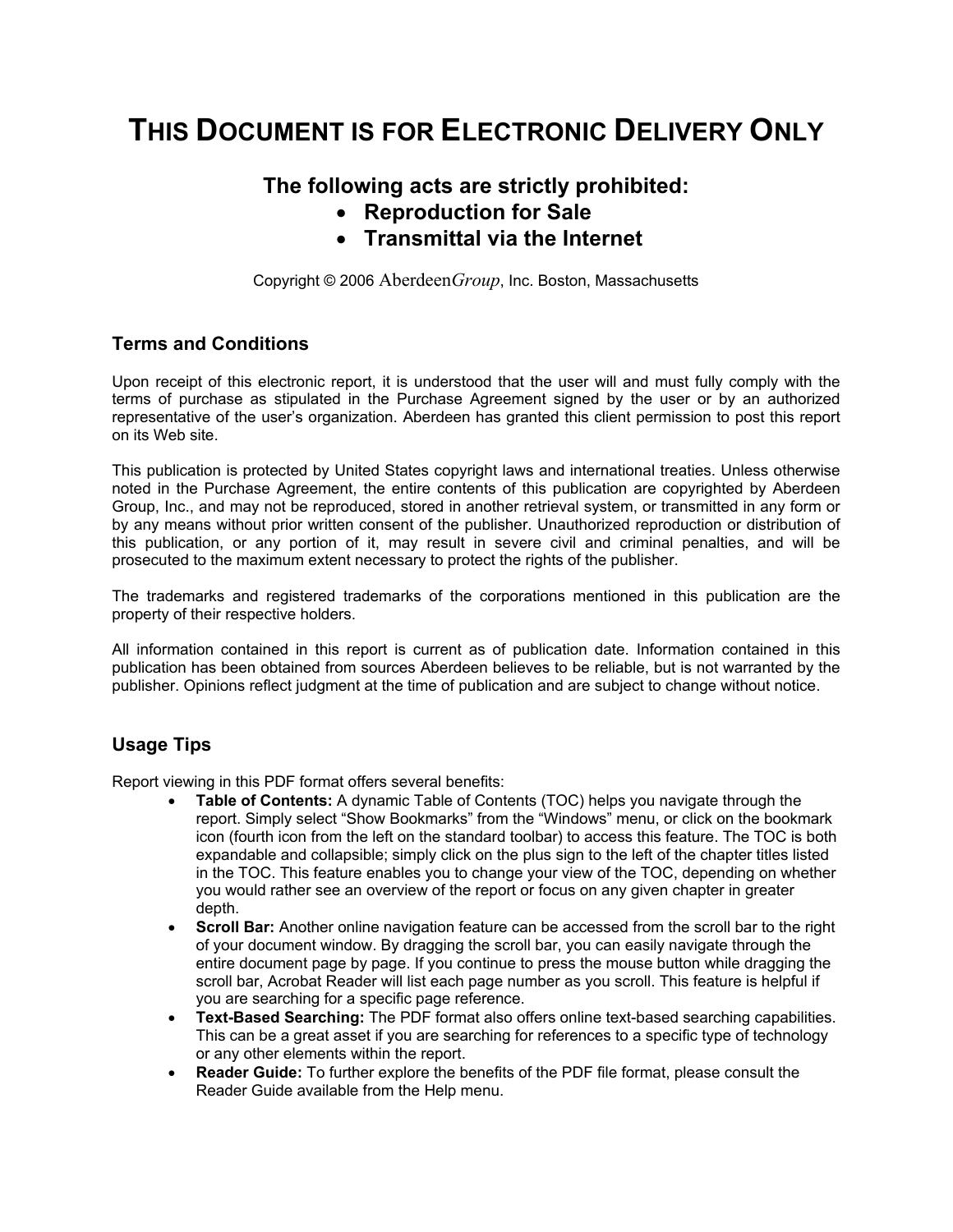# THIS DOCUMENT IS FOR ELECTRONIC DELIVERY ONLY

**The following acts are strictly prohibited:**

- **Reproduction for Sale**
- **Transmittal via the Internet**

Copyright © 2006 Aberdeen*Group*, Inc. Boston, Massachusetts

## Terms and Conditions

Upon receipt of this electronic report, it is understood that the user will and must fully comply with the terms of purchase as stipulated in the Purchase Agreement signed by the user or by an authorized representative of the user's organization. Aberdeen has granted this client permission to post this report on its Web site.

This publication is protected by United States copyright laws and international treaties. Unless otherwise noted in the Purchase Agreement, the entire contents of this publication are copyrighted by Aberdeen Group, Inc., and may not be reproduced, stored in another retrieval system, or transmitted in any form or by any means without prior written consent of the publisher. Unauthorized reproduction or distribution of this publication, or any portion of it, may result in severe civil and criminal penalties, and will be prosecuted to the maximum extent necessary to protect the rights of the publisher.

The trademarks and registered trademarks of the corporations mentioned in this publication are the property of their respective holders.

All information contained in this report is current as of publication date. Information contained in this publication has been obtained from sources Aberdeen believes to be reliable, but is not warranted by the publisher. Opinions reflect judgment at the time of publication and are subject to change without notice.

## Usage Tips

Report viewing in this PDF format offers several benefits:

- **Table of Contents:** A dynamic Table of Contents (TOC) helps you navigate through the report. Simply select "Show Bookmarks" from the "Windows" menu, or click on the bookmark icon (fourth icon from the left on the standard toolbar) to access this feature. The TOC is both expandable and collapsible; simply click on the plus sign to the left of the chapter titles listed in the TOC. This feature enables you to change your view of the TOC, depending on whether you would rather see an overview of the report or focus on any given chapter in greater depth.
- **Scroll Bar:** Another online navigation feature can be accessed from the scroll bar to the right of your document window. By dragging the scroll bar, you can easily navigate through the entire document page by page. If you continue to press the mouse button while dragging the scroll bar, Acrobat Reader will list each page number as you scroll. This feature is helpful if you are searching for a specific page reference.
- **Text-Based Searching:** The PDF format also offers online text-based searching capabilities. This can be a great asset if you are searching for references to a specific type of technology or any other elements within the report.
- **Reader Guide:** To further explore the benefits of the PDF file format, please consult the Reader Guide available from the Help menu.